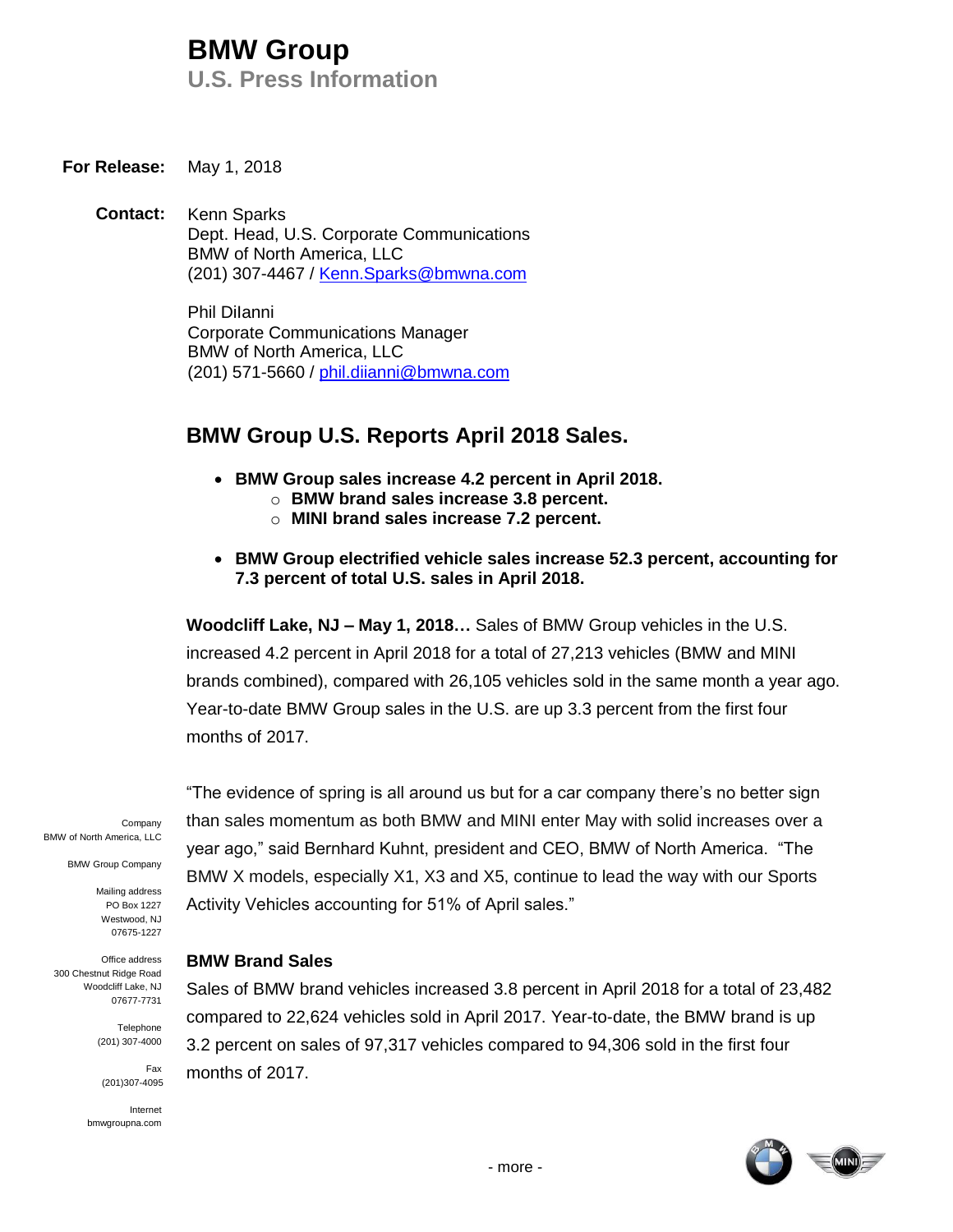# BMW Group
## U.S. Press Information

**For Release:** May 1, 2018

**Contact:** Kenn Sparks
Dept. Head, U.S. Corporate Communications
BMW of North America, LLC
(201) 307-4467 / Kenn.Sparks@bmwna.com

Phil DiIanni
Corporate Communications Manager
BMW of North America, LLC
(201) 571-5660 / phil.diianni@bmwna.com

## BMW Group U.S. Reports April 2018 Sales.

- **BMW Group sales increase 4.2 percent in April 2018.**
  - **BMW brand sales increase 3.8 percent.**
  - **MINI brand sales increase 7.2 percent.**

- **BMW Group electrified vehicle sales increase 52.3 percent, accounting for 7.3 percent of total U.S. sales in April 2018.**

**Woodcliff Lake, NJ – May 1, 2018…** Sales of BMW Group vehicles in the U.S. increased 4.2 percent in April 2018 for a total of 27,213 vehicles (BMW and MINI brands combined), compared with 26,105 vehicles sold in the same month a year ago. Year-to-date BMW Group sales in the U.S. are up 3.3 percent from the first four months of 2017.

"The evidence of spring is all around us but for a car company there's no better sign than sales momentum as both BMW and MINI enter May with solid increases over a year ago," said Bernhard Kuhnt, president and CEO, BMW of North America. "The BMW X models, especially X1, X3 and X5, continue to lead the way with our Sports Activity Vehicles accounting for 51% of April sales."

Company
BMW of North America, LLC

BMW Group Company

Mailing address
PO Box 1227
Westwood, NJ
07675-1227

Office address
300 Chestnut Ridge Road
Woodcliff Lake, NJ
07677-7731

Telephone
(201) 307-4000

Fax
(201)307-4095

Internet
bmwgroupna.com

### BMW Brand Sales

Sales of BMW brand vehicles increased 3.8 percent in April 2018 for a total of 23,482 compared to 22,624 vehicles sold in April 2017. Year-to-date, the BMW brand is up 3.2 percent on sales of 97,317 vehicles compared to 94,306 sold in the first four months of 2017.

- more -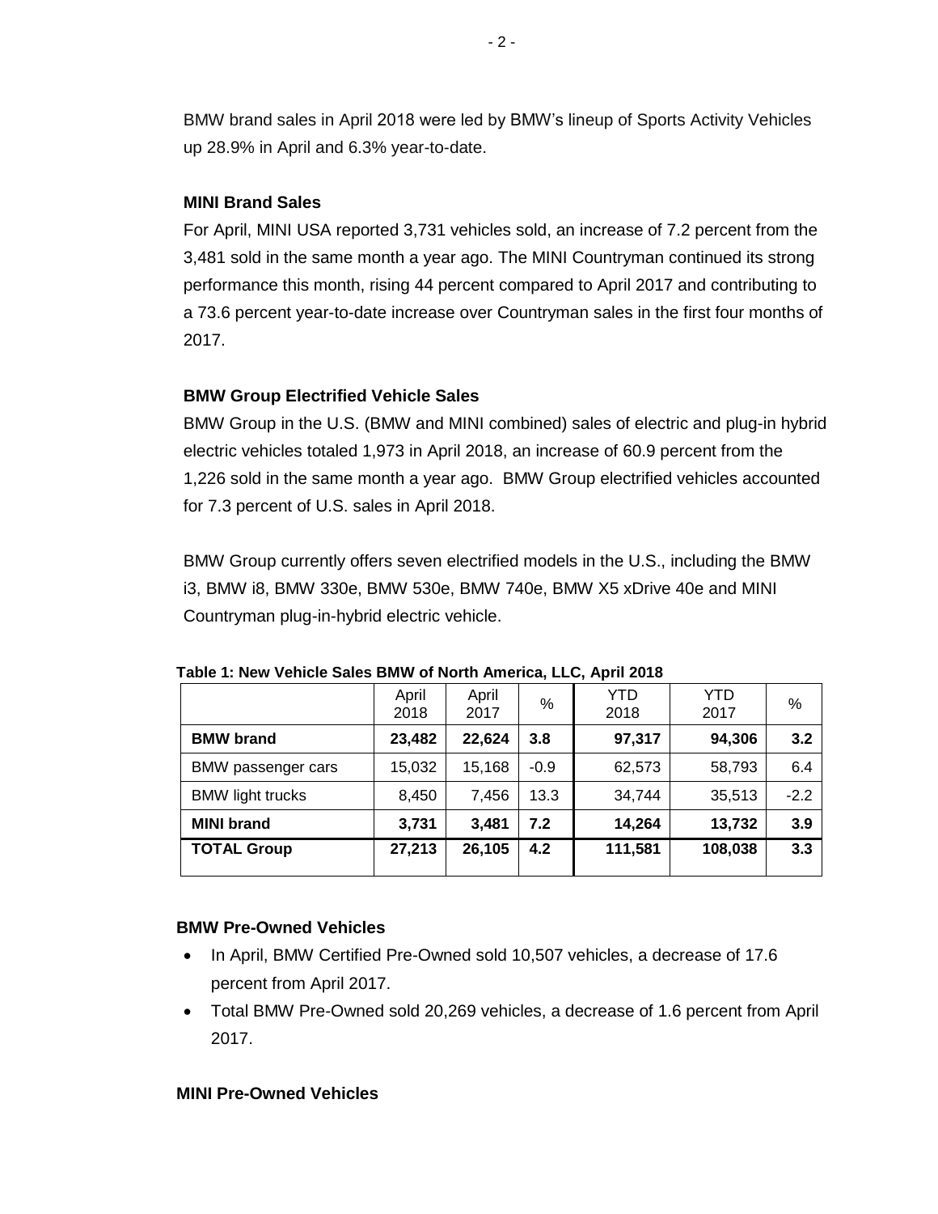BMW brand sales in April 2018 were led by BMW's lineup of Sports Activity Vehicles up 28.9% in April and 6.3% year-to-date.

### MINI Brand Sales

For April, MINI USA reported 3,731 vehicles sold, an increase of 7.2 percent from the 3,481 sold in the same month a year ago. The MINI Countryman continued its strong performance this month, rising 44 percent compared to April 2017 and contributing to a 73.6 percent year-to-date increase over Countryman sales in the first four months of 2017.

### BMW Group Electrified Vehicle Sales

BMW Group in the U.S. (BMW and MINI combined) sales of electric and plug-in hybrid electric vehicles totaled 1,973 in April 2018, an increase of 60.9 percent from the 1,226 sold in the same month a year ago. BMW Group electrified vehicles accounted for 7.3 percent of U.S. sales in April 2018.

BMW Group currently offers seven electrified models in the U.S., including the BMW i3, BMW i8, BMW 330e, BMW 530e, BMW 740e, BMW X5 xDrive 40e and MINI Countryman plug-in-hybrid electric vehicle.

**Table 1: New Vehicle Sales BMW of North America, LLC, April 2018**

| | April 2018 | April 2017 | % | YTD 2018 | YTD 2017 | % |
|---|---|---|---|---|---|---|
| **BMW brand** | **23,482** | **22,624** | **3.8** | **97,317** | **94,306** | **3.2** |
| BMW passenger cars | 15,032 | 15,168 | -0.9 | 62,573 | 58,793 | 6.4 |
| BMW light trucks | 8,450 | 7,456 | 13.3 | 34,744 | 35,513 | -2.2 |
| **MINI brand** | **3,731** | **3,481** | **7.2** | **14,264** | **13,732** | **3.9** |
| **TOTAL Group** | **27,213** | **26,105** | **4.2** | **111,581** | **108,038** | **3.3** |

### BMW Pre-Owned Vehicles

- In April, BMW Certified Pre-Owned sold 10,507 vehicles, a decrease of 17.6 percent from April 2017.
- Total BMW Pre-Owned sold 20,269 vehicles, a decrease of 1.6 percent from April 2017.

### MINI Pre-Owned Vehicles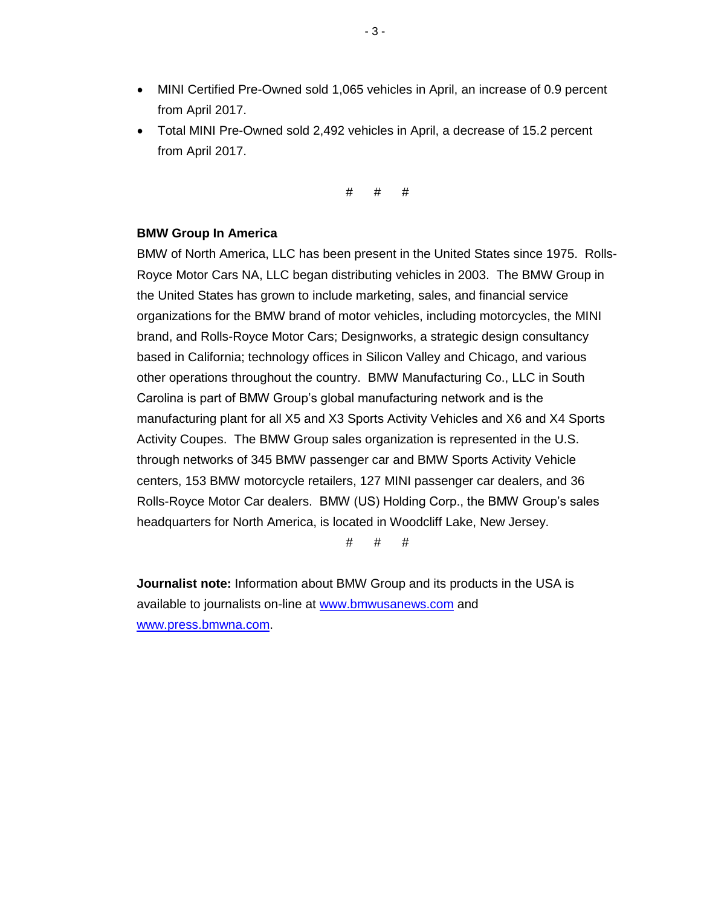- MINI Certified Pre-Owned sold 1,065 vehicles in April, an increase of 0.9 percent from April 2017.
- Total MINI Pre-Owned sold 2,492 vehicles in April, a decrease of 15.2 percent from April 2017.

# # #

**BMW Group In America**

BMW of North America, LLC has been present in the United States since 1975. Rolls-Royce Motor Cars NA, LLC began distributing vehicles in 2003. The BMW Group in the United States has grown to include marketing, sales, and financial service organizations for the BMW brand of motor vehicles, including motorcycles, the MINI brand, and Rolls-Royce Motor Cars; Designworks, a strategic design consultancy based in California; technology offices in Silicon Valley and Chicago, and various other operations throughout the country. BMW Manufacturing Co., LLC in South Carolina is part of BMW Group's global manufacturing network and is the manufacturing plant for all X5 and X3 Sports Activity Vehicles and X6 and X4 Sports Activity Coupes. The BMW Group sales organization is represented in the U.S. through networks of 345 BMW passenger car and BMW Sports Activity Vehicle centers, 153 BMW motorcycle retailers, 127 MINI passenger car dealers, and 36 Rolls-Royce Motor Car dealers. BMW (US) Holding Corp., the BMW Group's sales headquarters for North America, is located in Woodcliff Lake, New Jersey.

# # #

**Journalist note:** Information about BMW Group and its products in the USA is available to journalists on-line at www.bmwusanews.com and www.press.bmwna.com.